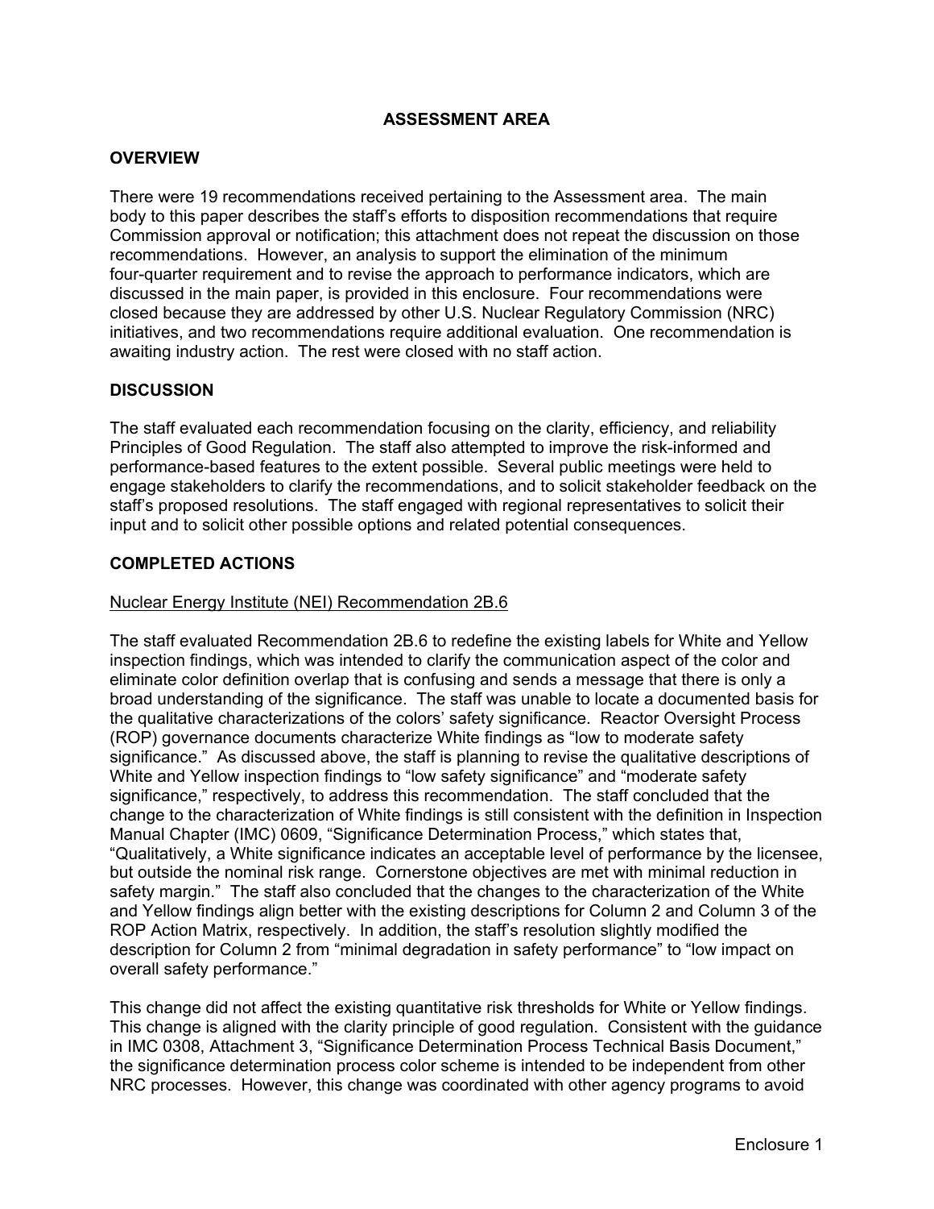## ASSESSMENT AREA

### OVERVIEW

There were 19 recommendations received pertaining to the Assessment area. The main body to this paper describes the staff's efforts to disposition recommendations that require Commission approval or notification; this attachment does not repeat the discussion on those recommendations. However, an analysis to support the elimination of the minimum four-quarter requirement and to revise the approach to performance indicators, which are discussed in the main paper, is provided in this enclosure. Four recommendations were closed because they are addressed by other U.S. Nuclear Regulatory Commission (NRC) initiatives, and two recommendations require additional evaluation. One recommendation is awaiting industry action. The rest were closed with no staff action.

### DISCUSSION

The staff evaluated each recommendation focusing on the clarity, efficiency, and reliability Principles of Good Regulation. The staff also attempted to improve the risk-informed and performance-based features to the extent possible. Several public meetings were held to engage stakeholders to clarify the recommendations, and to solicit stakeholder feedback on the staff's proposed resolutions. The staff engaged with regional representatives to solicit their input and to solicit other possible options and related potential consequences.

### COMPLETED ACTIONS

Nuclear Energy Institute (NEI) Recommendation 2B.6

The staff evaluated Recommendation 2B.6 to redefine the existing labels for White and Yellow inspection findings, which was intended to clarify the communication aspect of the color and eliminate color definition overlap that is confusing and sends a message that there is only a broad understanding of the significance. The staff was unable to locate a documented basis for the qualitative characterizations of the colors' safety significance. Reactor Oversight Process (ROP) governance documents characterize White findings as "low to moderate safety significance." As discussed above, the staff is planning to revise the qualitative descriptions of White and Yellow inspection findings to "low safety significance" and "moderate safety significance," respectively, to address this recommendation. The staff concluded that the change to the characterization of White findings is still consistent with the definition in Inspection Manual Chapter (IMC) 0609, "Significance Determination Process," which states that, "Qualitatively, a White significance indicates an acceptable level of performance by the licensee, but outside the nominal risk range. Cornerstone objectives are met with minimal reduction in safety margin." The staff also concluded that the changes to the characterization of the White and Yellow findings align better with the existing descriptions for Column 2 and Column 3 of the ROP Action Matrix, respectively. In addition, the staff's resolution slightly modified the description for Column 2 from "minimal degradation in safety performance" to "low impact on overall safety performance."

This change did not affect the existing quantitative risk thresholds for White or Yellow findings. This change is aligned with the clarity principle of good regulation. Consistent with the guidance in IMC 0308, Attachment 3, "Significance Determination Process Technical Basis Document," the significance determination process color scheme is intended to be independent from other NRC processes. However, this change was coordinated with other agency programs to avoid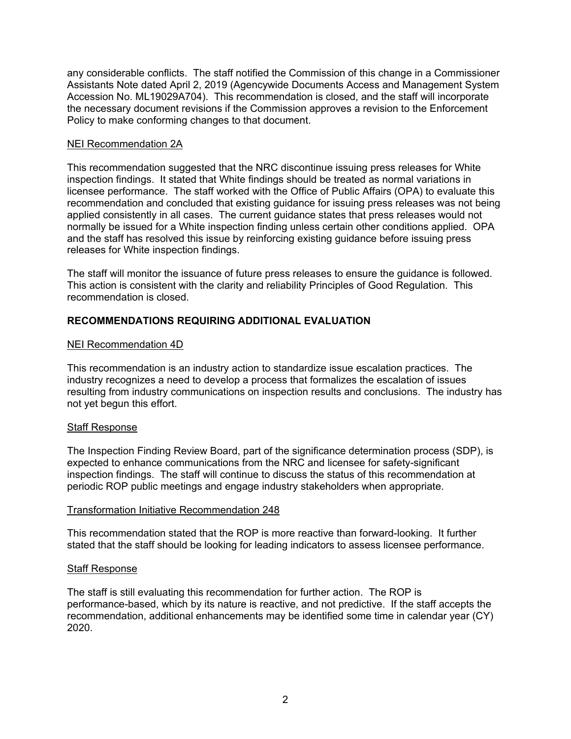any considerable conflicts. The staff notified the Commission of this change in a Commissioner Assistants Note dated April 2, 2019 (Agencywide Documents Access and Management System Accession No. ML19029A704). This recommendation is closed, and the staff will incorporate the necessary document revisions if the Commission approves a revision to the Enforcement Policy to make conforming changes to that document.

<u>NEI Recommendation 2A</u>

This recommendation suggested that the NRC discontinue issuing press releases for White inspection findings. It stated that White findings should be treated as normal variations in licensee performance. The staff worked with the Office of Public Affairs (OPA) to evaluate this recommendation and concluded that existing guidance for issuing press releases was not being applied consistently in all cases. The current guidance states that press releases would not normally be issued for a White inspection finding unless certain other conditions applied. OPA and the staff has resolved this issue by reinforcing existing guidance before issuing press releases for White inspection findings.

The staff will monitor the issuance of future press releases to ensure the guidance is followed. This action is consistent with the clarity and reliability Principles of Good Regulation. This recommendation is closed.

## RECOMMENDATIONS REQUIRING ADDITIONAL EVALUATION

<u>NEI Recommendation 4D</u>

This recommendation is an industry action to standardize issue escalation practices. The industry recognizes a need to develop a process that formalizes the escalation of issues resulting from industry communications on inspection results and conclusions. The industry has not yet begun this effort.

<u>Staff Response</u>

The Inspection Finding Review Board, part of the significance determination process (SDP), is expected to enhance communications from the NRC and licensee for safety-significant inspection findings. The staff will continue to discuss the status of this recommendation at periodic ROP public meetings and engage industry stakeholders when appropriate.

<u>Transformation Initiative Recommendation 248</u>

This recommendation stated that the ROP is more reactive than forward-looking. It further stated that the staff should be looking for leading indicators to assess licensee performance.

<u>Staff Response</u>

The staff is still evaluating this recommendation for further action. The ROP is performance-based, which by its nature is reactive, and not predictive. If the staff accepts the recommendation, additional enhancements may be identified some time in calendar year (CY) 2020.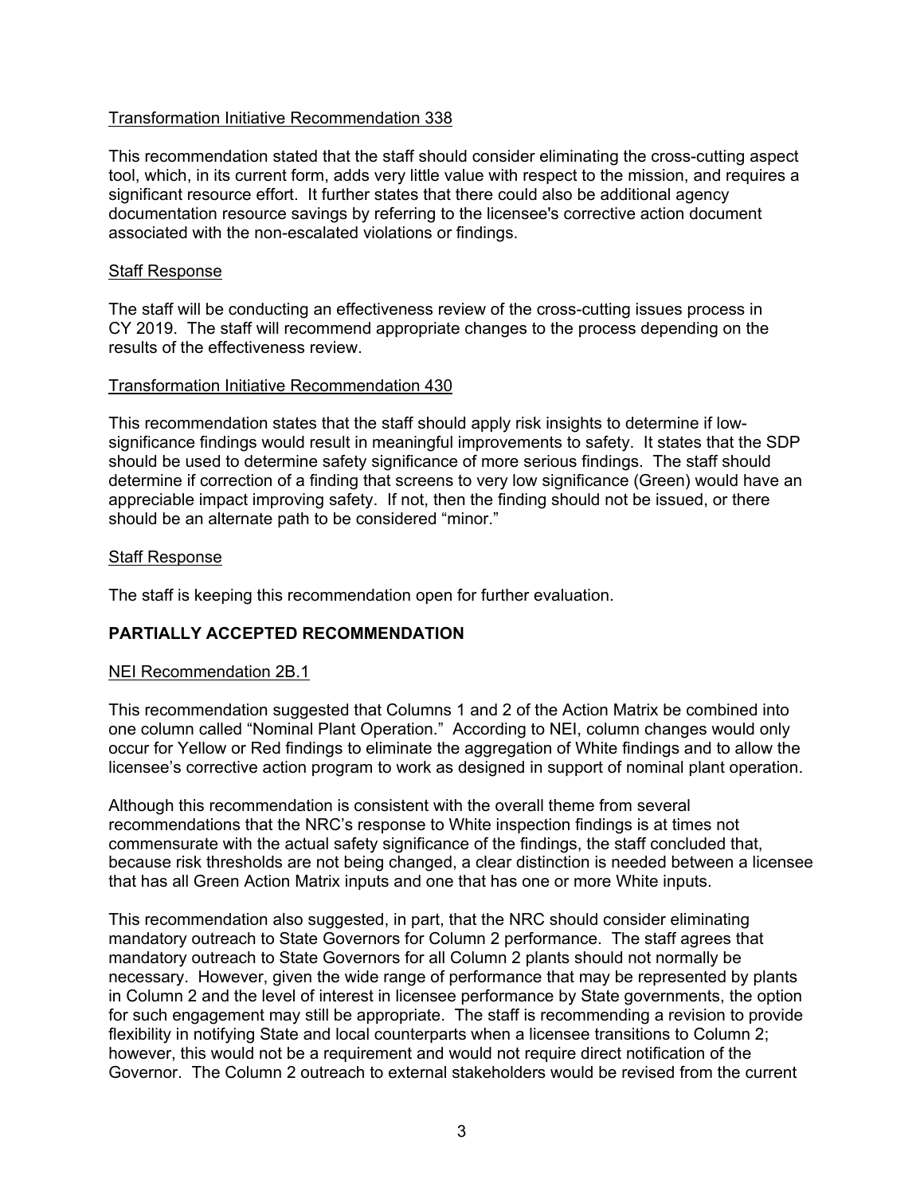Transformation Initiative Recommendation 338

This recommendation stated that the staff should consider eliminating the cross-cutting aspect tool, which, in its current form, adds very little value with respect to the mission, and requires a significant resource effort. It further states that there could also be additional agency documentation resource savings by referring to the licensee's corrective action document associated with the non-escalated violations or findings.

Staff Response

The staff will be conducting an effectiveness review of the cross-cutting issues process in CY 2019. The staff will recommend appropriate changes to the process depending on the results of the effectiveness review.

Transformation Initiative Recommendation 430

This recommendation states that the staff should apply risk insights to determine if low-significance findings would result in meaningful improvements to safety. It states that the SDP should be used to determine safety significance of more serious findings. The staff should determine if correction of a finding that screens to very low significance (Green) would have an appreciable impact improving safety. If not, then the finding should not be issued, or there should be an alternate path to be considered "minor."

Staff Response

The staff is keeping this recommendation open for further evaluation.

**PARTIALLY ACCEPTED RECOMMENDATION**

NEI Recommendation 2B.1

This recommendation suggested that Columns 1 and 2 of the Action Matrix be combined into one column called "Nominal Plant Operation." According to NEI, column changes would only occur for Yellow or Red findings to eliminate the aggregation of White findings and to allow the licensee's corrective action program to work as designed in support of nominal plant operation.

Although this recommendation is consistent with the overall theme from several recommendations that the NRC's response to White inspection findings is at times not commensurate with the actual safety significance of the findings, the staff concluded that, because risk thresholds are not being changed, a clear distinction is needed between a licensee that has all Green Action Matrix inputs and one that has one or more White inputs.

This recommendation also suggested, in part, that the NRC should consider eliminating mandatory outreach to State Governors for Column 2 performance. The staff agrees that mandatory outreach to State Governors for all Column 2 plants should not normally be necessary. However, given the wide range of performance that may be represented by plants in Column 2 and the level of interest in licensee performance by State governments, the option for such engagement may still be appropriate. The staff is recommending a revision to provide flexibility in notifying State and local counterparts when a licensee transitions to Column 2; however, this would not be a requirement and would not require direct notification of the Governor. The Column 2 outreach to external stakeholders would be revised from the current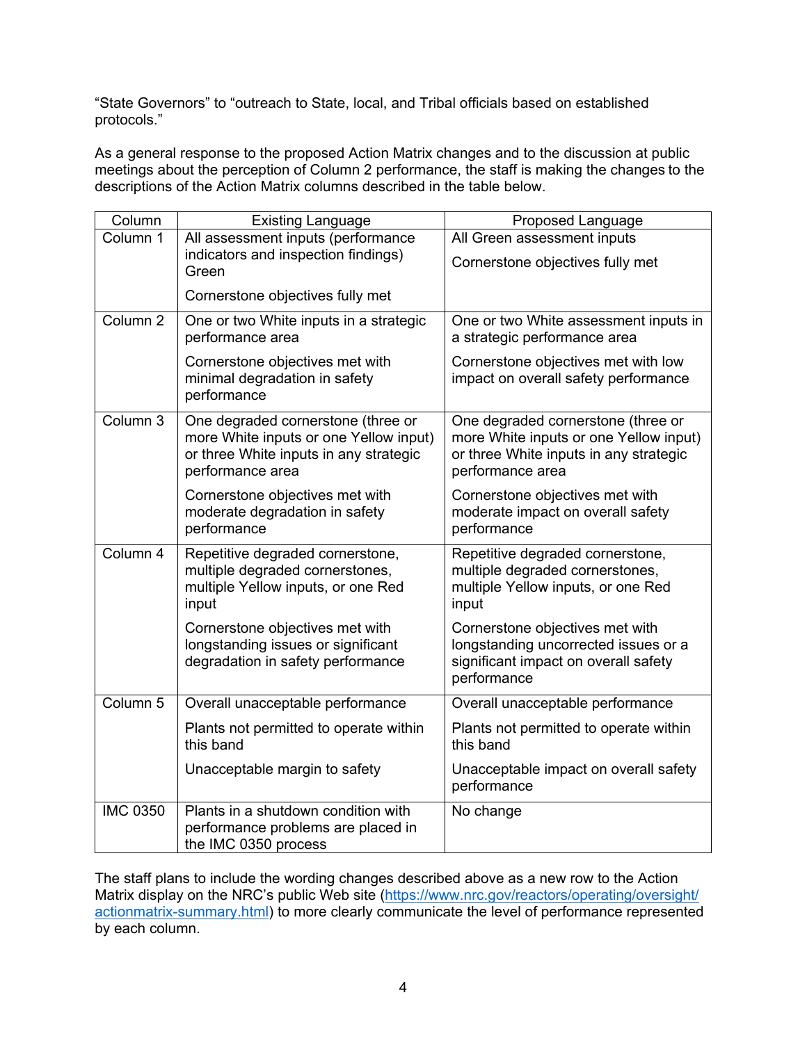"State Governors" to "outreach to State, local, and Tribal officials based on established protocols."

As a general response to the proposed Action Matrix changes and to the discussion at public meetings about the perception of Column 2 performance, the staff is making the changes to the descriptions of the Action Matrix columns described in the table below.

| Column | Existing Language | Proposed Language |
|---|---|---|
| Column 1 | All assessment inputs (performance indicators and inspection findings) Green<br><br>Cornerstone objectives fully met | All Green assessment inputs<br><br>Cornerstone objectives fully met |
| Column 2 | One or two White inputs in a strategic performance area<br><br>Cornerstone objectives met with minimal degradation in safety performance | One or two White assessment inputs in a strategic performance area<br><br>Cornerstone objectives met with low impact on overall safety performance |
| Column 3 | One degraded cornerstone (three or more White inputs or one Yellow input) or three White inputs in any strategic performance area<br><br>Cornerstone objectives met with moderate degradation in safety performance | One degraded cornerstone (three or more White inputs or one Yellow input) or three White inputs in any strategic performance area<br><br>Cornerstone objectives met with moderate impact on overall safety performance |
| Column 4 | Repetitive degraded cornerstone, multiple degraded cornerstones, multiple Yellow inputs, or one Red input<br><br>Cornerstone objectives met with longstanding issues or significant degradation in safety performance | Repetitive degraded cornerstone, multiple degraded cornerstones, multiple Yellow inputs, or one Red input<br><br>Cornerstone objectives met with longstanding uncorrected issues or a significant impact on overall safety performance |
| Column 5 | Overall unacceptable performance<br><br>Plants not permitted to operate within this band<br><br>Unacceptable margin to safety | Overall unacceptable performance<br><br>Plants not permitted to operate within this band<br><br>Unacceptable impact on overall safety performance |
| IMC 0350 | Plants in a shutdown condition with performance problems are placed in the IMC 0350 process | No change |

The staff plans to include the wording changes described above as a new row to the Action Matrix display on the NRC's public Web site (https://www.nrc.gov/reactors/operating/oversight/actionmatrix-summary.html) to more clearly communicate the level of performance represented by each column.